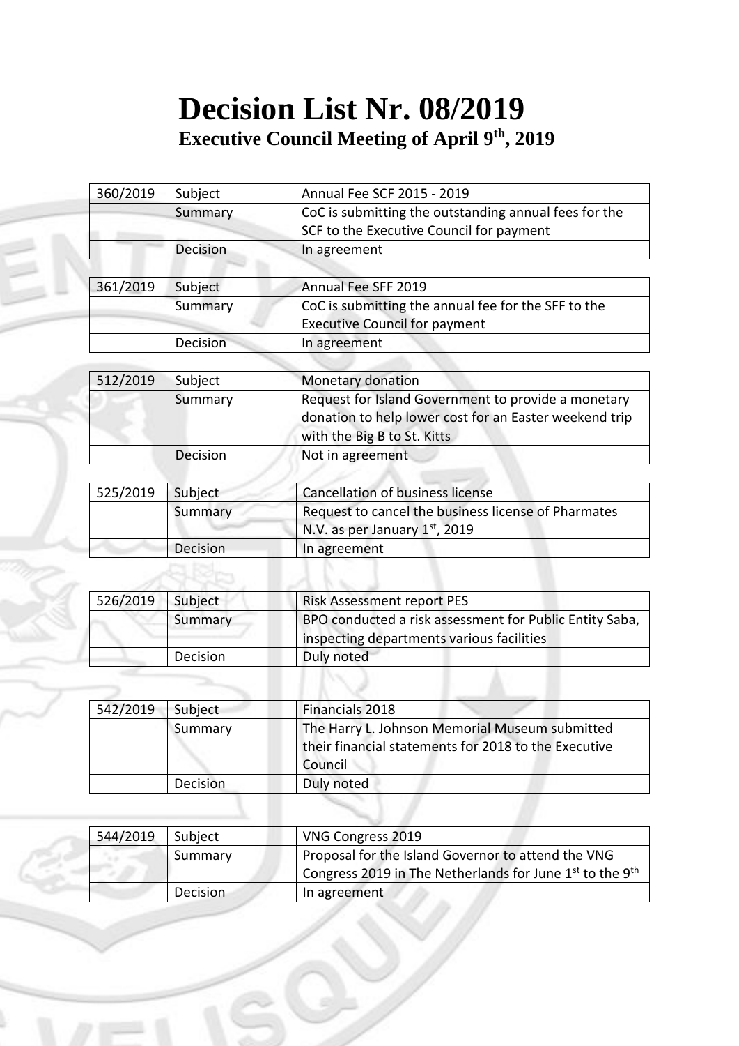# Decision List Nr. 08/2019

## Executive Council Meeting of April 9th, 2019

| 360/2019 | Subject | Annual Fee SCF 2015 - 2019 |
|---|---|---|
| | Summary | CoC is submitting the outstanding annual fees for the SCF to the Executive Council for payment |
| | Decision | In agreement |

| 361/2019 | Subject | Annual Fee SFF 2019 |
|---|---|---|
| | Summary | CoC is submitting the annual fee for the SFF to the Executive Council for payment |
| | Decision | In agreement |

| 512/2019 | Subject | Monetary donation |
|---|---|---|
| | Summary | Request for Island Government to provide a monetary donation to help lower cost for an Easter weekend trip with the Big B to St. Kitts |
| | Decision | Not in agreement |

| 525/2019 | Subject | Cancellation of business license |
|---|---|---|
| | Summary | Request to cancel the business license of Pharmates N.V. as per January 1st, 2019 |
| | Decision | In agreement |

| 526/2019 | Subject | Risk Assessment report PES |
|---|---|---|
| | Summary | BPO conducted a risk assessment for Public Entity Saba, inspecting departments various facilities |
| | Decision | Duly noted |

| 542/2019 | Subject | Financials 2018 |
|---|---|---|
| | Summary | The Harry L. Johnson Memorial Museum submitted their financial statements for 2018 to the Executive Council |
| | Decision | Duly noted |

| 544/2019 | Subject | VNG Congress 2019 |
|---|---|---|
| | Summary | Proposal for the Island Governor to attend the VNG Congress 2019 in The Netherlands for June 1st to the 9th |
| | Decision | In agreement |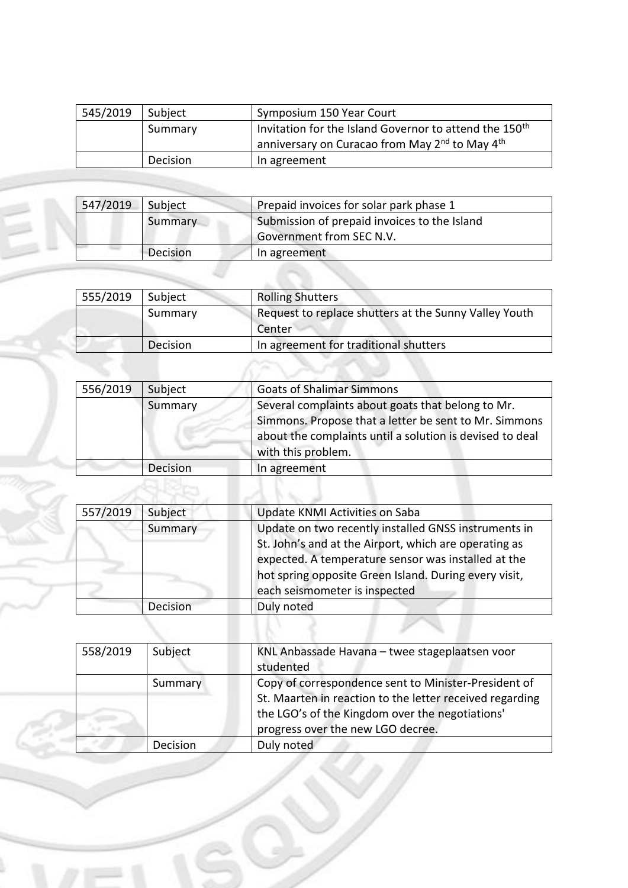| 545/2019 | Subject | Symposium 150 Year Court |
|---|---|---|
| | Summary | Invitation for the Island Governor to attend the 150th anniversary on Curacao from May 2nd to May 4th |
| | Decision | In agreement |

| 547/2019 | Subject | Prepaid invoices for solar park phase 1 |
|---|---|---|
| | Summary | Submission of prepaid invoices to the Island Government from SEC N.V. |
| | Decision | In agreement |

| 555/2019 | Subject | Rolling Shutters |
|---|---|---|
| | Summary | Request to replace shutters at the Sunny Valley Youth Center |
| | Decision | In agreement for traditional shutters |

| 556/2019 | Subject | Goats of Shalimar Simmons |
|---|---|---|
| | Summary | Several complaints about goats that belong to Mr. Simmons. Propose that a letter be sent to Mr. Simmons about the complaints until a solution is devised to deal with this problem. |
| | Decision | In agreement |

| 557/2019 | Subject | Update KNMI Activities on Saba |
|---|---|---|
| | Summary | Update on two recently installed GNSS instruments in St. John's and at the Airport, which are operating as expected. A temperature sensor was installed at the hot spring opposite Green Island. During every visit, each seismometer is inspected |
| | Decision | Duly noted |

| 558/2019 | Subject | KNL Anbassade Havana – twee stageplaatsen voor studented |
|---|---|---|
| | Summary | Copy of correspondence sent to Minister-President of St. Maarten in reaction to the letter received regarding the LGO's of the Kingdom over the negotiations' progress over the new LGO decree. |
| | Decision | Duly noted |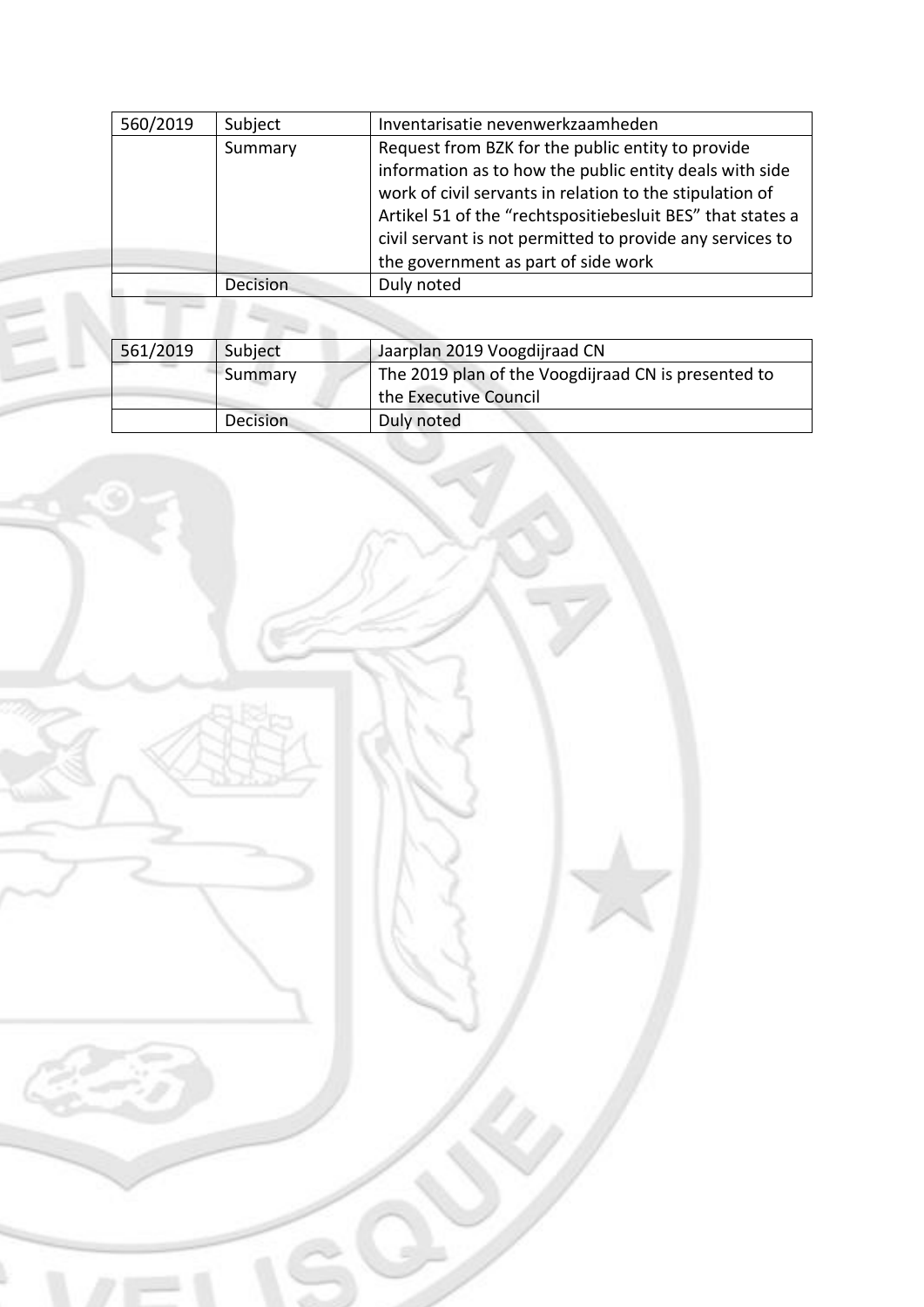| | | |
|---|---|---|
| 560/2019 | Subject | Inventarisatie nevenwerkzaamheden |
| | Summary | Request from BZK for the public entity to provide information as to how the public entity deals with side work of civil servants in relation to the stipulation of Artikel 51 of the "rechtspositiebesluit BES" that states a civil servant is not permitted to provide any services to the government as part of side work |
| | Decision | Duly noted |

| | | |
|---|---|---|
| 561/2019 | Subject | Jaarplan 2019 Voogdijraad CN |
| | Summary | The 2019 plan of the Voogdijraad CN is presented to the Executive Council |
| | Decision | Duly noted |